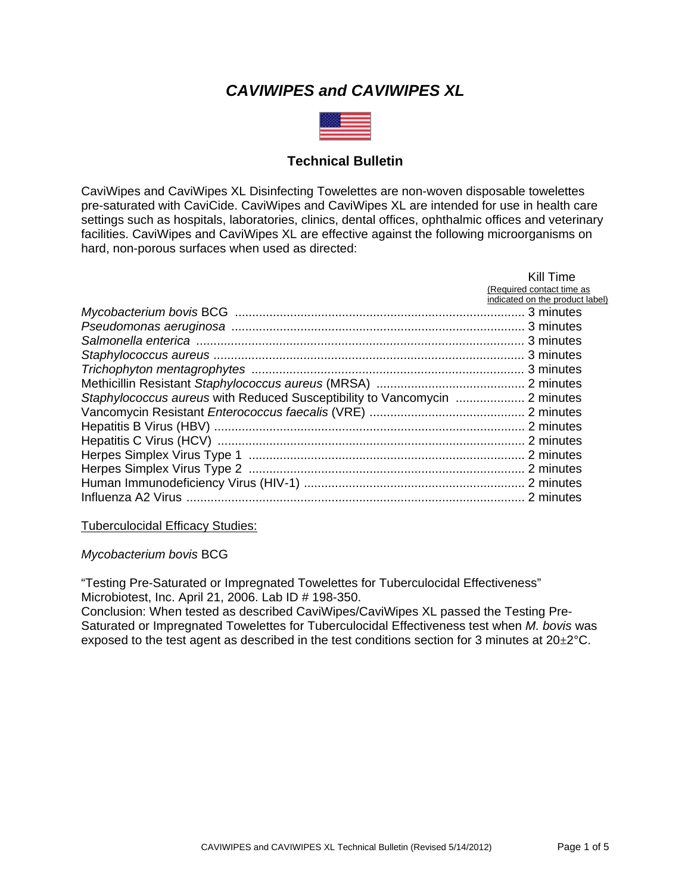# *CAVIWIPES and CAVIWIPES XL*

## Technical Bulletin

CaviWipes and CaviWipes XL Disinfecting Towelettes are non-woven disposable towelettes pre-saturated with CaviCide. CaviWipes and CaviWipes XL are intended for use in health care settings such as hospitals, laboratories, clinics, dental offices, ophthalmic offices and veterinary facilities. CaviWipes and CaviWipes XL are effective against the following microorganisms on hard, non-porous surfaces when used as directed:

| | Kill Time (Required contact time as indicated on the product label) |
|---|---|
| *Mycobacterium bovis* BCG | 3 minutes |
| *Pseudomonas aeruginosa* | 3 minutes |
| *Salmonella enterica* | 3 minutes |
| *Staphylococcus aureus* | 3 minutes |
| *Trichophyton mentagrophytes* | 3 minutes |
| Methicillin Resistant *Staphylococcus aureus* (MRSA) | 2 minutes |
| *Staphylococcus aureus* with Reduced Susceptibility to Vancomycin | 2 minutes |
| Vancomycin Resistant *Enterococcus faecalis* (VRE) | 2 minutes |
| Hepatitis B Virus (HBV) | 2 minutes |
| Hepatitis C Virus (HCV) | 2 minutes |
| Herpes Simplex Virus Type 1 | 2 minutes |
| Herpes Simplex Virus Type 2 | 2 minutes |
| Human Immunodeficiency Virus (HIV-1) | 2 minutes |
| Influenza A2 Virus | 2 minutes |

<u>Tuberculocidal Efficacy Studies:</u>

*Mycobacterium bovis* BCG

"Testing Pre-Saturated or Impregnated Towelettes for Tuberculocidal Effectiveness" Microbiotest, Inc. April 21, 2006. Lab ID # 198-350.
Conclusion: When tested as described CaviWipes/CaviWipes XL passed the Testing Pre-Saturated or Impregnated Towelettes for Tuberculocidal Effectiveness test when *M. bovis* was exposed to the test agent as described in the test conditions section for 3 minutes at 20±2°C.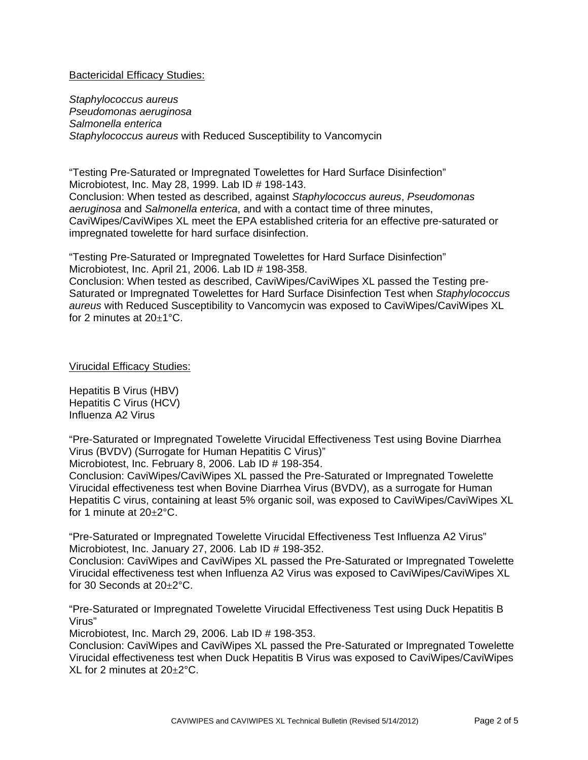<u>Bactericidal Efficacy Studies:</u>

*Staphylococcus aureus*
*Pseudomonas aeruginosa*
*Salmonella enterica*
*Staphylococcus aureus* with Reduced Susceptibility to Vancomycin

"Testing Pre-Saturated or Impregnated Towelettes for Hard Surface Disinfection"
Microbiotest, Inc. May 28, 1999. Lab ID # 198-143.
Conclusion: When tested as described, against *Staphylococcus aureus*, *Pseudomonas aeruginosa* and *Salmonella enterica*, and with a contact time of three minutes, CaviWipes/CaviWipes XL meet the EPA established criteria for an effective pre-saturated or impregnated towelette for hard surface disinfection.

"Testing Pre-Saturated or Impregnated Towelettes for Hard Surface Disinfection"
Microbiotest, Inc. April 21, 2006. Lab ID # 198-358.
Conclusion: When tested as described, CaviWipes/CaviWipes XL passed the Testing pre-Saturated or Impregnated Towelettes for Hard Surface Disinfection Test when *Staphylococcus aureus* with Reduced Susceptibility to Vancomycin was exposed to CaviWipes/CaviWipes XL for 2 minutes at 20±1°C.

<u>Virucidal Efficacy Studies:</u>

Hepatitis B Virus (HBV)
Hepatitis C Virus (HCV)
Influenza A2 Virus

"Pre-Saturated or Impregnated Towelette Virucidal Effectiveness Test using Bovine Diarrhea Virus (BVDV) (Surrogate for Human Hepatitis C Virus)"
Microbiotest, Inc. February 8, 2006. Lab ID # 198-354.
Conclusion: CaviWipes/CaviWipes XL passed the Pre-Saturated or Impregnated Towelette Virucidal effectiveness test when Bovine Diarrhea Virus (BVDV), as a surrogate for Human Hepatitis C virus, containing at least 5% organic soil, was exposed to CaviWipes/CaviWipes XL for 1 minute at 20±2°C.

"Pre-Saturated or Impregnated Towelette Virucidal Effectiveness Test Influenza A2 Virus"
Microbiotest, Inc. January 27, 2006. Lab ID # 198-352.
Conclusion: CaviWipes and CaviWipes XL passed the Pre-Saturated or Impregnated Towelette Virucidal effectiveness test when Influenza A2 Virus was exposed to CaviWipes/CaviWipes XL for 30 Seconds at 20±2°C.

"Pre-Saturated or Impregnated Towelette Virucidal Effectiveness Test using Duck Hepatitis B Virus"
Microbiotest, Inc. March 29, 2006. Lab ID # 198-353.
Conclusion: CaviWipes and CaviWipes XL passed the Pre-Saturated or Impregnated Towelette Virucidal effectiveness test when Duck Hepatitis B Virus was exposed to CaviWipes/CaviWipes XL for 2 minutes at 20±2°C.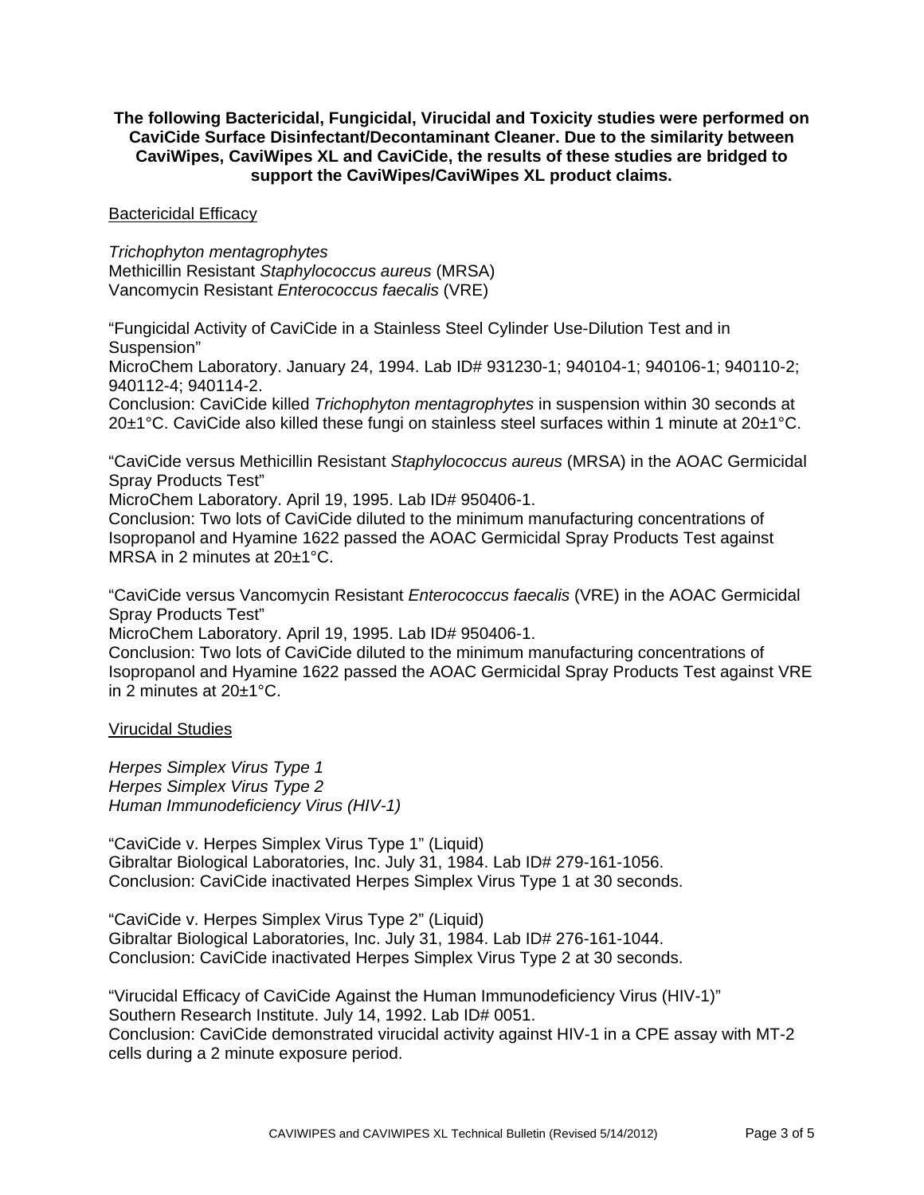**The following Bactericidal, Fungicidal, Virucidal and Toxicity studies were performed on CaviCide Surface Disinfectant/Decontaminant Cleaner. Due to the similarity between CaviWipes, CaviWipes XL and CaviCide, the results of these studies are bridged to support the CaviWipes/CaviWipes XL product claims.**

<u>Bactericidal Efficacy</u>

*Trichophyton mentagrophytes*
Methicillin Resistant *Staphylococcus aureus* (MRSA)
Vancomycin Resistant *Enterococcus faecalis* (VRE)

"Fungicidal Activity of CaviCide in a Stainless Steel Cylinder Use-Dilution Test and in Suspension"
MicroChem Laboratory. January 24, 1994. Lab ID# 931230-1; 940104-1; 940106-1; 940110-2; 940112-4; 940114-2.
Conclusion: CaviCide killed *Trichophyton mentagrophytes* in suspension within 30 seconds at 20±1°C. CaviCide also killed these fungi on stainless steel surfaces within 1 minute at 20±1°C.

"CaviCide versus Methicillin Resistant *Staphylococcus aureus* (MRSA) in the AOAC Germicidal Spray Products Test"
MicroChem Laboratory. April 19, 1995. Lab ID# 950406-1.
Conclusion: Two lots of CaviCide diluted to the minimum manufacturing concentrations of Isopropanol and Hyamine 1622 passed the AOAC Germicidal Spray Products Test against MRSA in 2 minutes at 20±1°C.

"CaviCide versus Vancomycin Resistant *Enterococcus faecalis* (VRE) in the AOAC Germicidal Spray Products Test"
MicroChem Laboratory. April 19, 1995. Lab ID# 950406-1.
Conclusion: Two lots of CaviCide diluted to the minimum manufacturing concentrations of Isopropanol and Hyamine 1622 passed the AOAC Germicidal Spray Products Test against VRE in 2 minutes at 20±1°C.

<u>Virucidal Studies</u>

*Herpes Simplex Virus Type 1*
*Herpes Simplex Virus Type 2*
*Human Immunodeficiency Virus (HIV-1)*

"CaviCide v. Herpes Simplex Virus Type 1" (Liquid)
Gibraltar Biological Laboratories, Inc. July 31, 1984. Lab ID# 279-161-1056.
Conclusion: CaviCide inactivated Herpes Simplex Virus Type 1 at 30 seconds.

"CaviCide v. Herpes Simplex Virus Type 2" (Liquid)
Gibraltar Biological Laboratories, Inc. July 31, 1984. Lab ID# 276-161-1044.
Conclusion: CaviCide inactivated Herpes Simplex Virus Type 2 at 30 seconds.

"Virucidal Efficacy of CaviCide Against the Human Immunodeficiency Virus (HIV-1)"
Southern Research Institute. July 14, 1992. Lab ID# 0051.
Conclusion: CaviCide demonstrated virucidal activity against HIV-1 in a CPE assay with MT-2 cells during a 2 minute exposure period.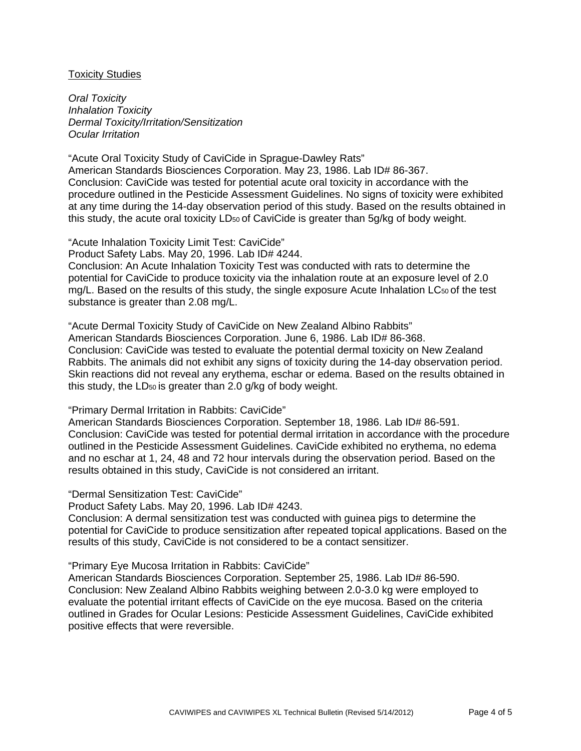## Toxicity Studies

*Oral Toxicity*
*Inhalation Toxicity*
*Dermal Toxicity/Irritation/Sensitization*
*Ocular Irritation*

"Acute Oral Toxicity Study of CaviCide in Sprague-Dawley Rats"
American Standards Biosciences Corporation. May 23, 1986. Lab ID# 86-367.
Conclusion: CaviCide was tested for potential acute oral toxicity in accordance with the procedure outlined in the Pesticide Assessment Guidelines. No signs of toxicity were exhibited at any time during the 14-day observation period of this study. Based on the results obtained in this study, the acute oral toxicity $LD_{50}$ of CaviCide is greater than 5g/kg of body weight.

"Acute Inhalation Toxicity Limit Test: CaviCide"
Product Safety Labs. May 20, 1996. Lab ID# 4244.
Conclusion: An Acute Inhalation Toxicity Test was conducted with rats to determine the potential for CaviCide to produce toxicity via the inhalation route at an exposure level of 2.0 mg/L. Based on the results of this study, the single exposure Acute Inhalation $LC_{50}$ of the test substance is greater than 2.08 mg/L.

"Acute Dermal Toxicity Study of CaviCide on New Zealand Albino Rabbits"
American Standards Biosciences Corporation. June 6, 1986. Lab ID# 86-368.
Conclusion: CaviCide was tested to evaluate the potential dermal toxicity on New Zealand Rabbits. The animals did not exhibit any signs of toxicity during the 14-day observation period. Skin reactions did not reveal any erythema, eschar or edema. Based on the results obtained in this study, the $LD_{50}$ is greater than 2.0 g/kg of body weight.

"Primary Dermal Irritation in Rabbits: CaviCide"
American Standards Biosciences Corporation. September 18, 1986. Lab ID# 86-591.
Conclusion: CaviCide was tested for potential dermal irritation in accordance with the procedure outlined in the Pesticide Assessment Guidelines. CaviCide exhibited no erythema, no edema and no eschar at 1, 24, 48 and 72 hour intervals during the observation period. Based on the results obtained in this study, CaviCide is not considered an irritant.

"Dermal Sensitization Test: CaviCide"
Product Safety Labs. May 20, 1996. Lab ID# 4243.
Conclusion: A dermal sensitization test was conducted with guinea pigs to determine the potential for CaviCide to produce sensitization after repeated topical applications. Based on the results of this study, CaviCide is not considered to be a contact sensitizer.

"Primary Eye Mucosa Irritation in Rabbits: CaviCide"
American Standards Biosciences Corporation. September 25, 1986. Lab ID# 86-590.
Conclusion: New Zealand Albino Rabbits weighing between 2.0-3.0 kg were employed to evaluate the potential irritant effects of CaviCide on the eye mucosa. Based on the criteria outlined in Grades for Ocular Lesions: Pesticide Assessment Guidelines, CaviCide exhibited positive effects that were reversible.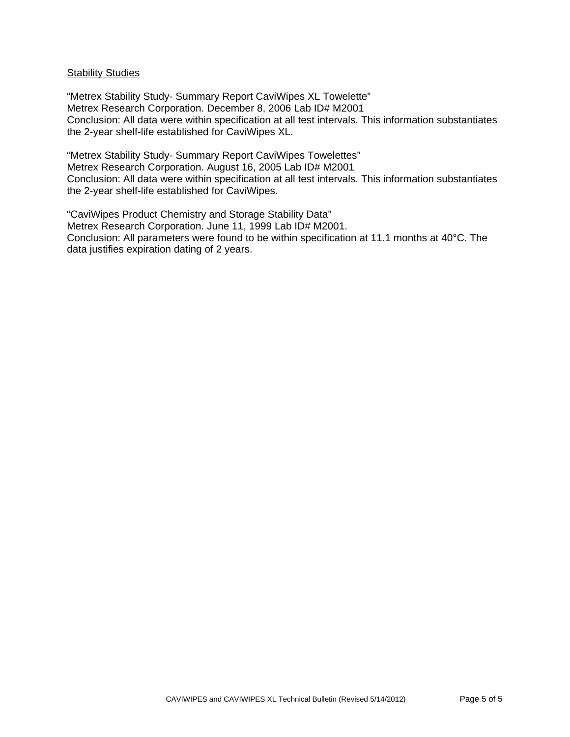Stability Studies

"Metrex Stability Study- Summary Report CaviWipes XL Towelette"
Metrex Research Corporation. December 8, 2006 Lab ID# M2001
Conclusion: All data were within specification at all test intervals. This information substantiates the 2-year shelf-life established for CaviWipes XL.

"Metrex Stability Study- Summary Report CaviWipes Towelettes"
Metrex Research Corporation. August 16, 2005 Lab ID# M2001
Conclusion: All data were within specification at all test intervals. This information substantiates the 2-year shelf-life established for CaviWipes.

"CaviWipes Product Chemistry and Storage Stability Data"
Metrex Research Corporation. June 11, 1999 Lab ID# M2001.
Conclusion: All parameters were found to be within specification at 11.1 months at 40°C. The data justifies expiration dating of 2 years.